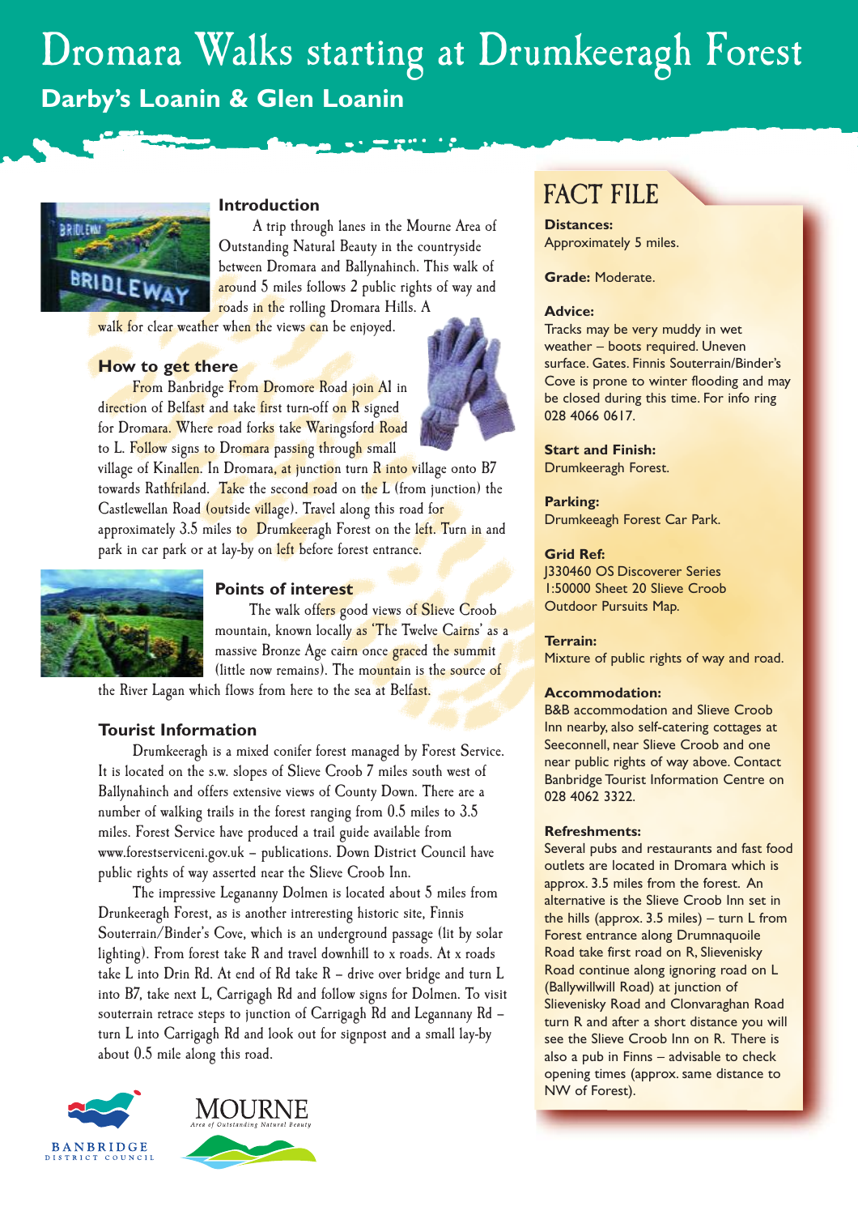# Dromara Walks starting at Drumkeeragh Forest

## Darby's Loanin & Glen Loanin

### Introduction

A trip through lanes in the Mourne Area of Outstanding Natural Beauty in the countryside between Dromara and Ballynahinch. This walk of around 5 miles follows 2 public rights of way and roads in the rolling Dromara Hills. A walk for clear weather when the views can be enjoyed.

### How to get there

From Banbridge From Dromore Road join A1 in direction of Belfast and take first turn-off on R signed for Dromara. Where road forks take Waringsford Road to L. Follow signs to Dromara passing through small village of Kinallen. In Dromara, at junction turn R into village onto B7 towards Rathfriland. Take the second road on the L (from junction) the Castlewellan Road (outside village). Travel along this road for approximately 3.5 miles to Drumkeeragh Forest on the left. Turn in and park in car park or at lay-by on left before forest entrance.

### Points of interest

The walk offers good views of Slieve Croob mountain, known locally as 'The Twelve Cairns' as a massive Bronze Age cairn once graced the summit (little now remains). The mountain is the source of the River Lagan which flows from here to the sea at Belfast.

### Tourist Information

Drumkeeragh is a mixed conifer forest managed by Forest Service. It is located on the s.w. slopes of Slieve Croob 7 miles south west of Ballynahinch and offers extensive views of County Down. There are a number of walking trails in the forest ranging from 0.5 miles to 3.5 miles. Forest Service have produced a trail guide available from www.forestserviceni.gov.uk – publications. Down District Council have public rights of way asserted near the Slieve Croob Inn.

The impressive Legananny Dolmen is located about 5 miles from Drunkeeragh Forest, as is another interesting historic site, Finnis Souterrain/Binder's Cove, which is an underground passage (lit by solar lighting). From forest take R and travel downhill to x roads. At x roads take L into Drin Rd. At end of Rd take R – drive over bridge and turn L into B7, take next L, Carrigagh Rd and follow signs for Dolmen. To visit souterrain retrace steps to junction of Carrigagh Rd and Legannany Rd – turn L into Carrigagh Rd and look out for signpost and a small lay-by about 0.5 mile along this road.

## FACT FILE

**Distances:**
Approximately 5 miles.

**Grade:** Moderate.

**Advice:**
Tracks may be very muddy in wet weather – boots required. Uneven surface. Gates. Finnis Souterrain/Binder's Cove is prone to winter flooding and may be closed during this time. For info ring 028 4066 0617.

**Start and Finish:**
Drumkeeragh Forest.

**Parking:**
Drumkeeagh Forest Car Park.

**Grid Ref:**
J330460 OS Discoverer Series 1:50000 Sheet 20 Slieve Croob Outdoor Pursuits Map.

**Terrain:**
Mixture of public rights of way and road.

**Accommodation:**
B&B accommodation and Slieve Croob Inn nearby, also self-catering cottages at Seeconnell, near Slieve Croob and one near public rights of way above. Contact Banbridge Tourist Information Centre on 028 4062 3322.

**Refreshments:**
Several pubs and restaurants and fast food outlets are located in Dromara which is approx. 3.5 miles from the forest. An alternative is the Slieve Croob Inn set in the hills (approx. 3.5 miles) – turn L from Forest entrance along Drumnaquoile Road take first road on R, Slievenisky Road continue along ignoring road on L (Ballywillwill Road) at junction of Slievenisky Road and Clonvaraghan Road turn R and after a short distance you will see the Slieve Croob Inn on R. There is also a pub in Finns – advisable to check opening times (approx. same distance to NW of Forest).

BANBRIDGE DISTRICT COUNCIL

MOURNE *Area of Outstanding Natural Beauty*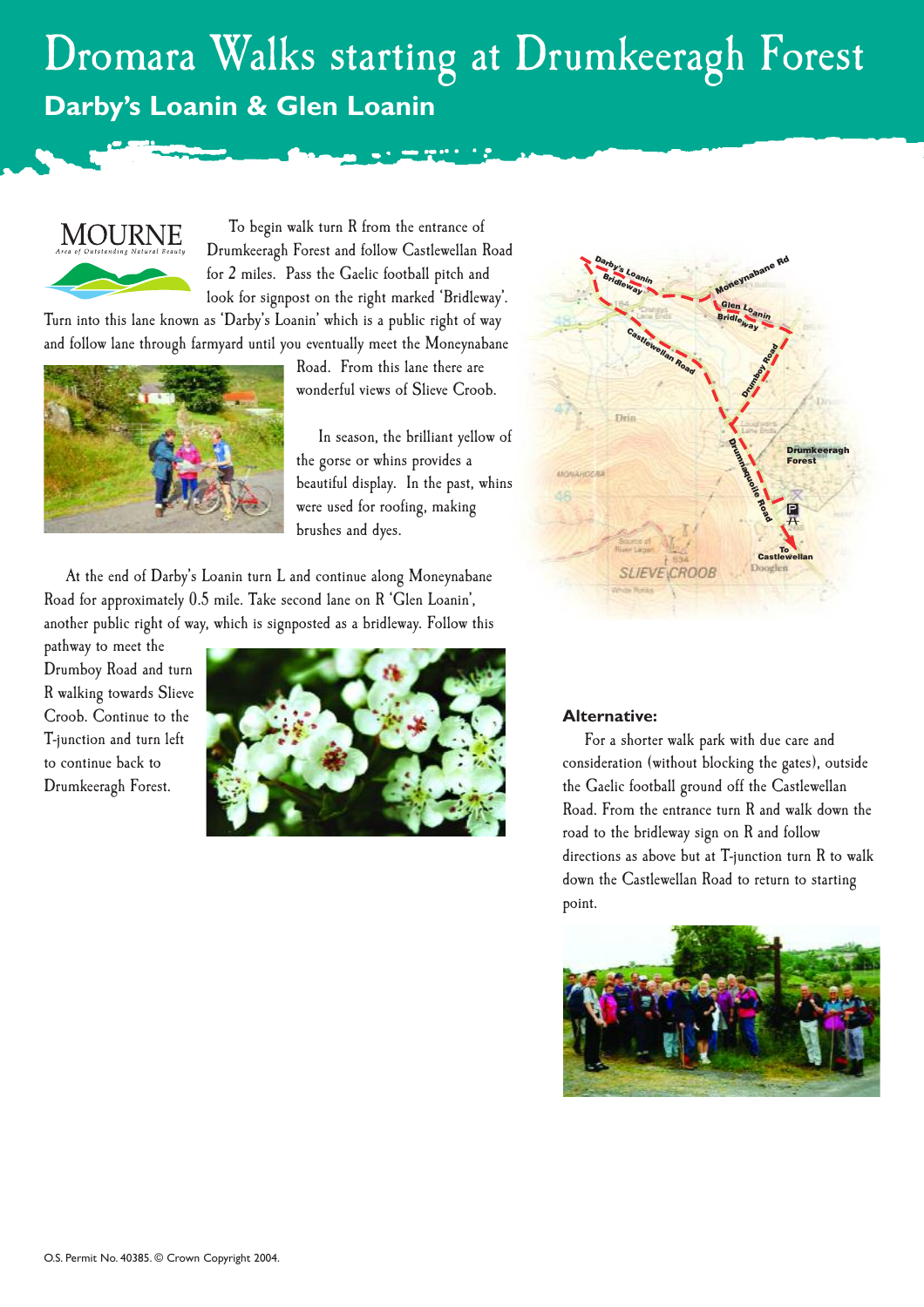# Dromara Walks starting at Drumkeeragh Forest

## Darby's Loanin & Glen Loanin

MOURNE
*Area of Outstanding Natural Beauty*

To begin walk turn R from the entrance of Drumkeeragh Forest and follow Castlewellan Road for 2 miles. Pass the Gaelic football pitch and look for signpost on the right marked 'Bridleway'. Turn into this lane known as 'Darby's Loanin' which is a public right of way and follow lane through farmyard until you eventually meet the Moneynabane Road. From this lane there are wonderful views of Slieve Croob.

In season, the brilliant yellow of the gorse or whins provides a beautiful display. In the past, whins were used for roofing, making brushes and dyes.

At the end of Darby's Loanin turn L and continue along Moneynabane Road for approximately 0.5 mile. Take second lane on R 'Glen Loanin', another public right of way, which is signposted as a bridleway. Follow this pathway to meet the Drumboy Road and turn R walking towards Slieve Croob. Continue to the T-junction and turn left to continue back to Drumkeeragh Forest.

Darby's Loanin Bridleway
Moneynabane Rd
Glen Loanin Bridleway
Castlewellan Road
Drumboy Road
Drumkeeragh Forest
Drumnaquoile Road
To Castlewellan
SLIEVE CROOB

### Alternative:

For a shorter walk park with due care and consideration (without blocking the gates), outside the Gaelic football ground off the Castlewellan Road. From the entrance turn R and walk down the road to the bridleway sign on R and follow directions as above but at T-junction turn R to walk down the Castlewellan Road to return to starting point.

O.S. Permit No. 40385. © Crown Copyright 2004.